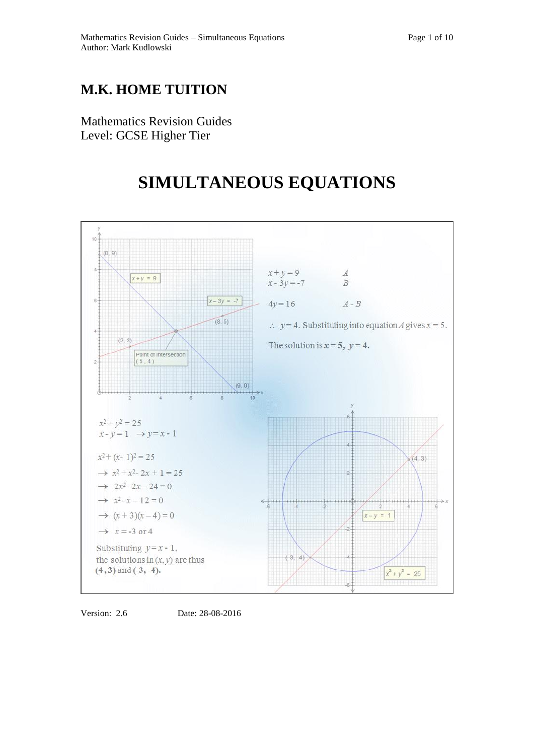# M.K. HOME TUITION

Mathematics Revision Guides
Level: GCSE Higher Tier

# SIMULTANEOUS EQUATIONS

$x + y = 9 \quad A$
$x - 3y = -7 \quad B$

$4y = 16 \quad A - B$

$\therefore\ y = 4$. Substituting into equation $A$ gives $x = 5$.

The solution is $\mathbf{x = 5,\ y = 4}$.

$x^2 + y^2 = 25$
$x - y = 1 \ \rightarrow y = x - 1$

$x^2 + (x - 1)^2 = 25$
$\rightarrow\ x^2 + x^2 - 2x + 1 = 25$
$\rightarrow\ 2x^2 - 2x - 24 = 0$
$\rightarrow\ x^2 - x - 12 = 0$
$\rightarrow\ (x + 3)(x - 4) = 0$
$\rightarrow\ x = -3$ or $4$

Substituting $y = x - 1$, the solutions in $(x, y)$ are thus **(4, 3)** and **(-3, -4).**

Version: 2.6 Date: 28-08-2016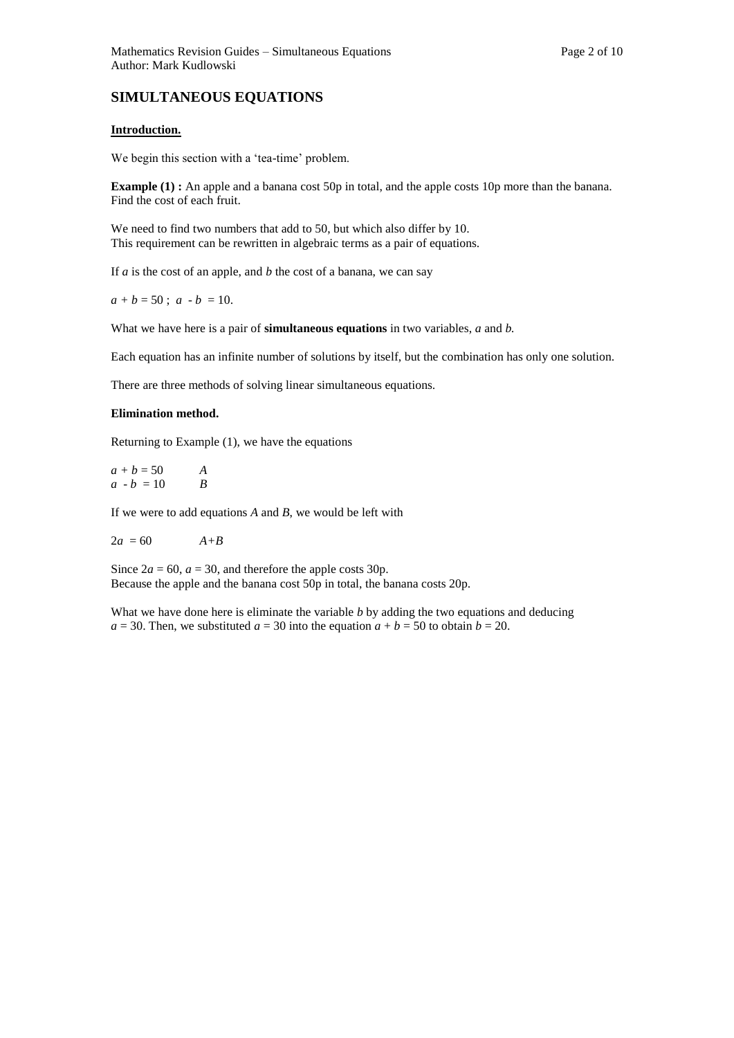# SIMULTANEOUS EQUATIONS

**Introduction.**

We begin this section with a 'tea-time' problem.

**Example (1) :** An apple and a banana cost 50p in total, and the apple costs 10p more than the banana. Find the cost of each fruit.

We need to find two numbers that add to 50, but which also differ by 10.
This requirement can be rewritten in algebraic terms as a pair of equations.

If $a$ is the cost of an apple, and $b$ the cost of a banana, we can say

$a + b = 50$ ; $a - b = 10$.

What we have here is a pair of **simultaneous equations** in two variables, $a$ and $b$.

Each equation has an infinite number of solutions by itself, but the combination has only one solution.

There are three methods of solving linear simultaneous equations.

**Elimination method.**

Returning to Example (1), we have the equations

$a + b = 50$ &nbsp;&nbsp;&nbsp;&nbsp; $A$
$a - b = 10$ &nbsp;&nbsp;&nbsp;&nbsp; $B$

If we were to add equations $A$ and $B$, we would be left with

$2a = 60$ &nbsp;&nbsp;&nbsp;&nbsp; $A+B$

Since $2a = 60$, $a = 30$, and therefore the apple costs 30p.
Because the apple and the banana cost 50p in total, the banana costs 20p.

What we have done here is eliminate the variable $b$ by adding the two equations and deducing $a = 30$. Then, we substituted $a = 30$ into the equation $a + b = 50$ to obtain $b = 20$.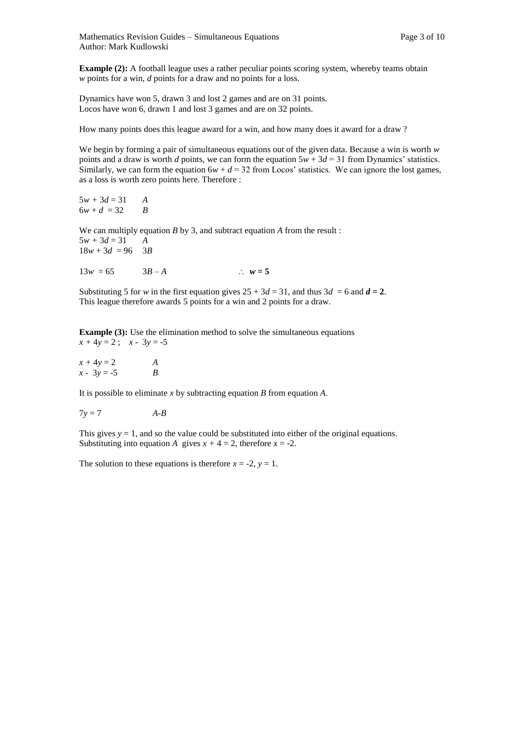**Example (2):** A football league uses a rather peculiar points scoring system, whereby teams obtain $w$ points for a win, $d$ points for a draw and no points for a loss.

Dynamics have won 5, drawn 3 and lost 2 games and are on 31 points.
Locos have won 6, drawn 1 and lost 3 games and are on 32 points.

How many points does this league award for a win, and how many does it award for a draw ?

We begin by forming a pair of simultaneous equations out of the given data. Because a win is worth $w$ points and a draw is worth $d$ points, we can form the equation $5w + 3d = 31$ from Dynamics' statistics. Similarly, we can form the equation $6w + d = 32$ from Locos' statistics. We can ignore the lost games, as a loss is worth zero points here. Therefore :

$5w + 3d = 31 \quad A$
$6w + d = 32 \quad B$

We can multiply equation $B$ by 3, and subtract equation $A$ from the result :

$5w + 3d = 31 \quad A$
$18w + 3d = 96 \quad 3B$

$13w = 65 \quad 3B - A \qquad \therefore \; \boldsymbol{w = 5}$

Substituting 5 for $w$ in the first equation gives $25 + 3d = 31$, and thus $3d = 6$ and $\boldsymbol{d = 2}$.
This league therefore awards 5 points for a win and 2 points for a draw.

**Example (3):** Use the elimination method to solve the simultaneous equations
$x + 4y = 2$ ; $x - 3y = -5$

$x + 4y = 2 \quad A$
$x - 3y = -5 \quad B$

It is possible to eliminate $x$ by subtracting equation $B$ from equation $A$.

$7y = 7 \quad A-B$

This gives $y = 1$, and so the value could be substituted into either of the original equations.
Substituting into equation $A$ gives $x + 4 = 2$, therefore $x = -2$.

The solution to these equations is therefore $x = -2$, $y = 1$.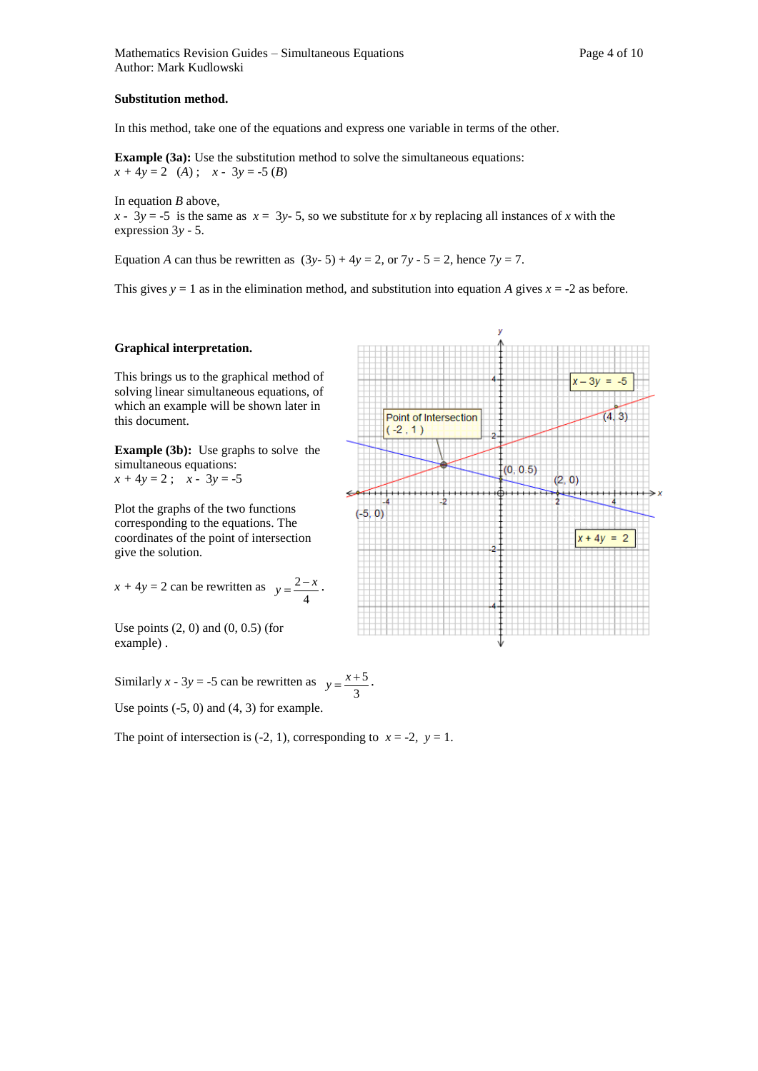**Substitution method.**

In this method, take one of the equations and express one variable in terms of the other.

**Example (3a):** Use the substitution method to solve the simultaneous equations:
$x + 4y = 2$ $(A)$ ; $x - 3y = -5$ $(B)$

In equation $B$ above,
$x - 3y = -5$ is the same as $x = 3y - 5$, so we substitute for $x$ by replacing all instances of $x$ with the expression $3y - 5$.

Equation $A$ can thus be rewritten as $(3y - 5) + 4y = 2$, or $7y - 5 = 2$, hence $7y = 7$.

This gives $y = 1$ as in the elimination method, and substitution into equation $A$ gives $x = -2$ as before.

**Graphical interpretation.**

This brings us to the graphical method of solving linear simultaneous equations, of which an example will be shown later in this document.

**Example (3b):** Use graphs to solve the simultaneous equations:
$x + 4y = 2$ ; $x - 3y = -5$

Plot the graphs of the two functions corresponding to the equations. The coordinates of the point of intersection give the solution.

$x + 4y = 2$ can be rewritten as $y = \frac{2-x}{4}$.

Use points (2, 0) and (0, 0.5) (for example) .

Similarly $x - 3y = -5$ can be rewritten as $y = \frac{x+5}{3}$.

Use points (-5, 0) and (4, 3) for example.

The point of intersection is (-2, 1), corresponding to $x = -2$, $y = 1$.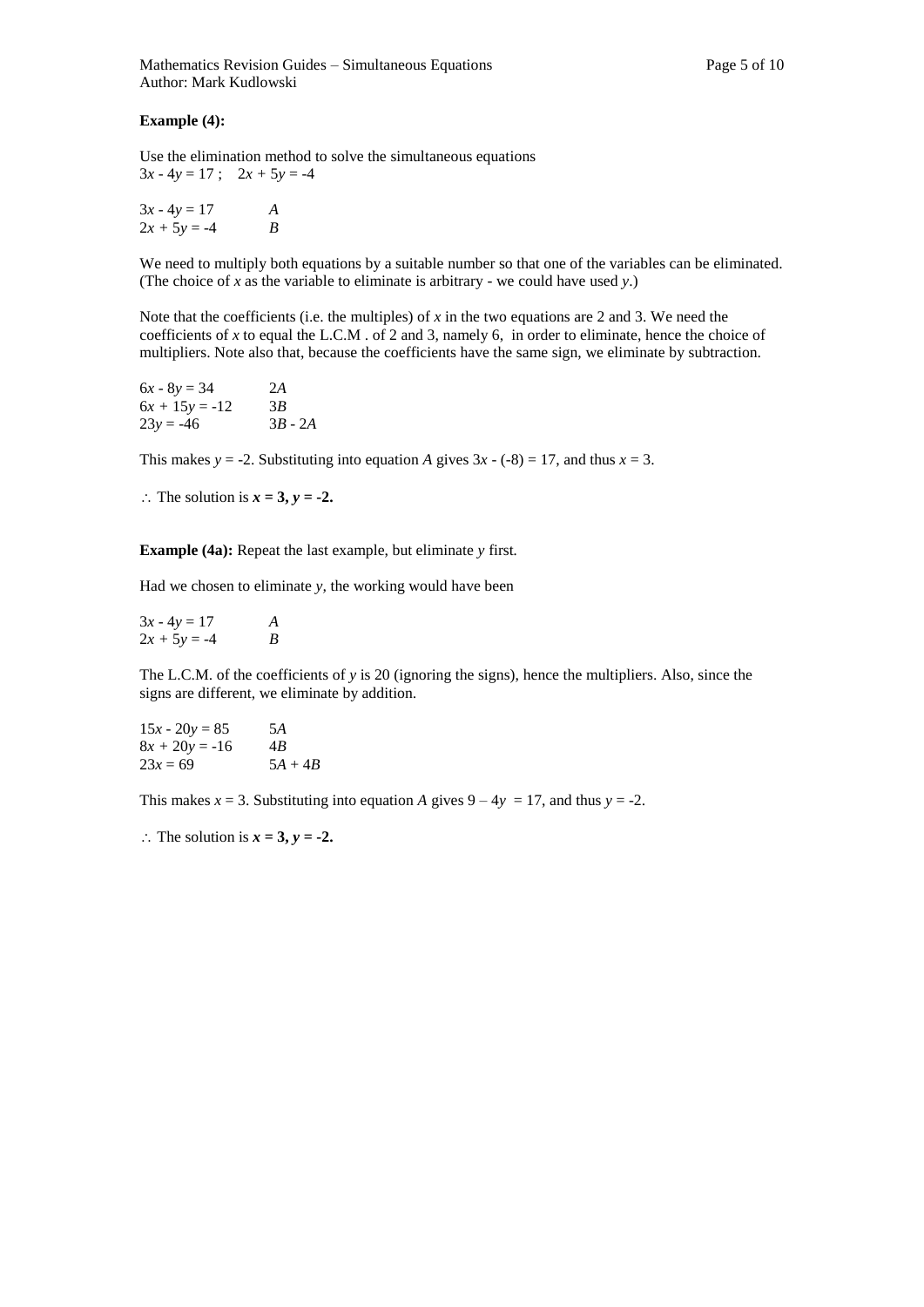**Example (4):**

Use the elimination method to solve the simultaneous equations
$3x - 4y = 17$ ; $2x + 5y = -4$

| | |
|---|---|
| $3x - 4y = 17$ | $A$ |
| $2x + 5y = -4$ | $B$ |

We need to multiply both equations by a suitable number so that one of the variables can be eliminated. (The choice of $x$ as the variable to eliminate is arbitrary - we could have used $y$.)

Note that the coefficients (i.e. the multiples) of $x$ in the two equations are 2 and 3. We need the coefficients of $x$ to equal the L.C.M . of 2 and 3, namely 6, in order to eliminate, hence the choice of multipliers. Note also that, because the coefficients have the same sign, we eliminate by subtraction.

| | |
|---|---|
| $6x - 8y = 34$ | $2A$ |
| $6x + 15y = -12$ | $3B$ |
| $23y = -46$ | $3B - 2A$ |

This makes $y = -2$. Substituting into equation $A$ gives $3x - (-8) = 17$, and thus $x = 3$.

$\therefore$ The solution is $\boldsymbol{x = 3, y = -2}$.

**Example (4a):** Repeat the last example, but eliminate $y$ first.

Had we chosen to eliminate $y$, the working would have been

| | |
|---|---|
| $3x - 4y = 17$ | $A$ |
| $2x + 5y = -4$ | $B$ |

The L.C.M. of the coefficients of $y$ is 20 (ignoring the signs), hence the multipliers. Also, since the signs are different, we eliminate by addition.

| | |
|---|---|
| $15x - 20y = 85$ | $5A$ |
| $8x + 20y = -16$ | $4B$ |
| $23x = 69$ | $5A + 4B$ |

This makes $x = 3$. Substituting into equation $A$ gives $9 - 4y = 17$, and thus $y = -2$.

$\therefore$ The solution is $\boldsymbol{x = 3, y = -2}$.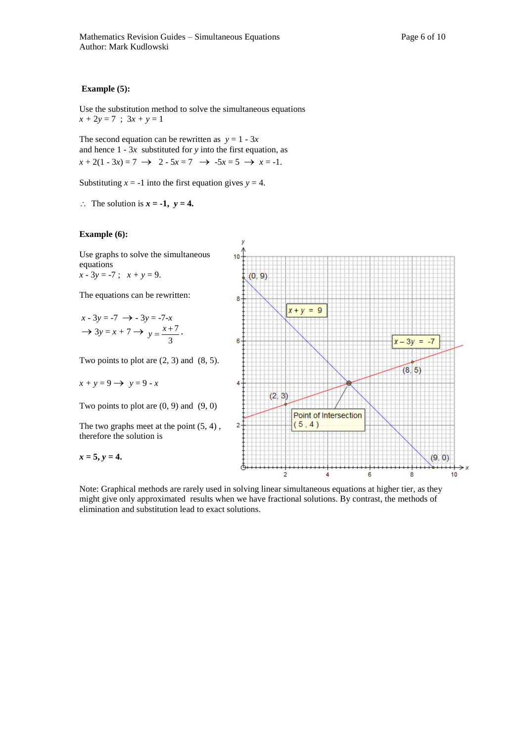**Example (5):**

Use the substitution method to solve the simultaneous equations
$x + 2y = 7$ ; $3x + y = 1$

The second equation can be rewritten as $y = 1 - 3x$
and hence $1 - 3x$ substituted for $y$ into the first equation, as
$x + 2(1 - 3x) = 7 \rightarrow 2 - 5x = 7 \rightarrow -5x = 5 \rightarrow x = -1.$

Substituting $x = -1$ into the first equation gives $y = 4$.

$\therefore$ The solution is $\mathbf{x = -1}$, $\mathbf{y = 4}$.

**Example (6):**

Use graphs to solve the simultaneous equations
$x - 3y = -7$ ; $x + y = 9$.

The equations can be rewritten:

$x - 3y = -7 \rightarrow -3y = -7 - x$
$\rightarrow 3y = x + 7 \rightarrow y = \frac{x+7}{3}$.

Two points to plot are (2, 3) and (8, 5).

$x + y = 9 \rightarrow y = 9 - x$

Two points to plot are (0, 9) and (9, 0)

The two graphs meet at the point (5, 4) , therefore the solution is

$\mathbf{x = 5, y = 4}$.

Note: Graphical methods are rarely used in solving linear simultaneous equations at higher tier, as they might give only approximated results when we have fractional solutions. By contrast, the methods of elimination and substitution lead to exact solutions.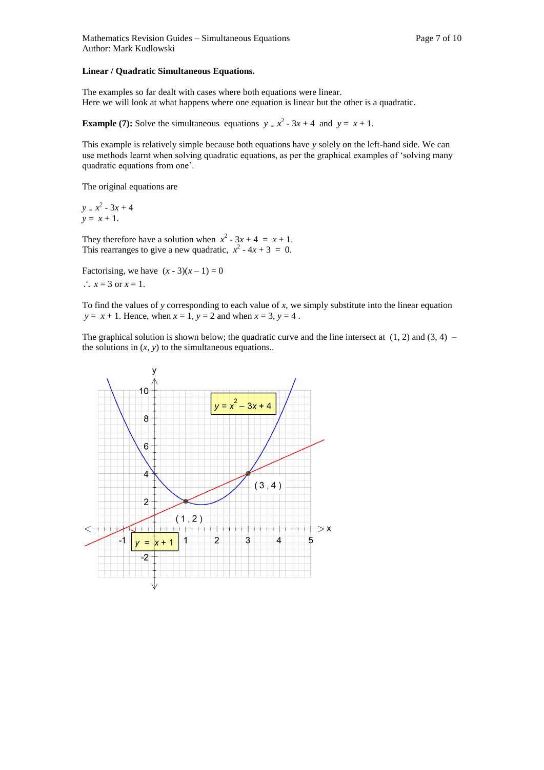**Linear / Quadratic Simultaneous Equations.**

The examples so far dealt with cases where both equations were linear.
Here we will look at what happens where one equation is linear but the other is a quadratic.

**Example (7):** Solve the simultaneous equations $y = x^2 - 3x + 4$ and $y = x + 1$.

This example is relatively simple because both equations have $y$ solely on the left-hand side. We can use methods learnt when solving quadratic equations, as per the graphical examples of 'solving many quadratic equations from one'.

The original equations are

$y = x^2 - 3x + 4$
$y = x + 1$.

They therefore have a solution when $x^2 - 3x + 4 = x + 1$.
This rearranges to give a new quadratic, $x^2 - 4x + 3 = 0$.

Factorising, we have $(x - 3)(x - 1) = 0$
$\therefore x = 3$ or $x = 1$.

To find the values of $y$ corresponding to each value of $x$, we simply substitute into the linear equation $y = x + 1$. Hence, when $x = 1$, $y = 2$ and when $x = 3$, $y = 4$ .

The graphical solution is shown below; the quadratic curve and the line intersect at (1, 2) and (3, 4) – the solutions in $(x, y)$ to the simultaneous equations..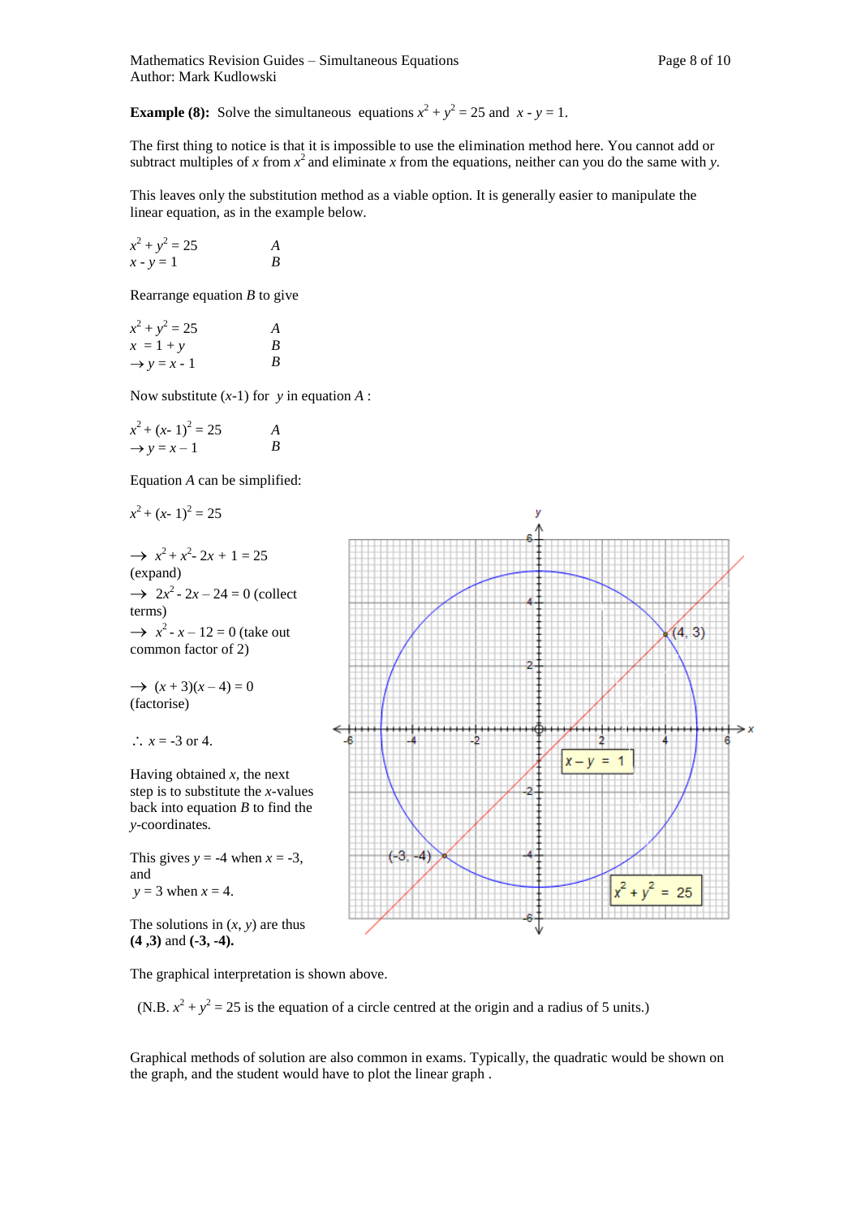**Example (8):** Solve the simultaneous equations $x^2 + y^2 = 25$ and $x - y = 1$.

The first thing to notice is that it is impossible to use the elimination method here. You cannot add or subtract multiples of $x$ from $x^2$ and eliminate $x$ from the equations, neither can you do the same with $y$.

This leaves only the substitution method as a viable option. It is generally easier to manipulate the linear equation, as in the example below.

$x^2 + y^2 = 25$ *A*
$x - y = 1$ *B*

Rearrange equation *B* to give

$x^2 + y^2 = 25$ *A*
$x = 1 + y$ *B*
$\rightarrow y = x - 1$ *B*

Now substitute $(x-1)$ for $y$ in equation *A* :

$x^2 + (x - 1)^2 = 25$ *A*
$\rightarrow y = x - 1$ *B*

Equation *A* can be simplified:

$x^2 + (x - 1)^2 = 25$

$\rightarrow x^2 + x^2 - 2x + 1 = 25$ (expand)

$\rightarrow 2x^2 - 2x - 24 = 0$ (collect terms)

$\rightarrow x^2 - x - 12 = 0$ (take out common factor of 2)

$\rightarrow (x + 3)(x - 4) = 0$ (factorise)

$\therefore x = -3$ or $4$.

Having obtained $x$, the next step is to substitute the $x$-values back into equation *B* to find the $y$-coordinates.

This gives $y = -4$ when $x = -3$, and $y = 3$ when $x = 4$.

The solutions in $(x, y)$ are thus **(4 ,3)** and **(-3, -4).**

The graphical interpretation is shown above.

(N.B. $x^2 + y^2 = 25$ is the equation of a circle centred at the origin and a radius of 5 units.)

Graphical methods of solution are also common in exams. Typically, the quadratic would be shown on the graph, and the student would have to plot the linear graph .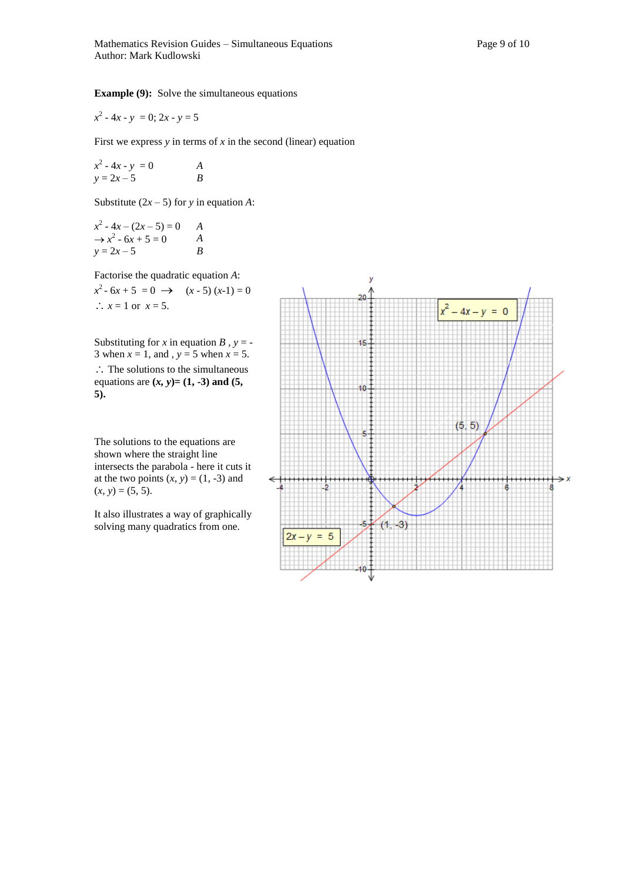**Example (9):** Solve the simultaneous equations

$x^2 - 4x - y = 0$; $2x - y = 5$

First we express $y$ in terms of $x$ in the second (linear) equation

$x^2 - 4x - y = 0$ &nbsp;&nbsp;&nbsp;&nbsp;&nbsp;&nbsp; $A$
$y = 2x - 5$ &nbsp;&nbsp;&nbsp;&nbsp;&nbsp;&nbsp;&nbsp;&nbsp;&nbsp;&nbsp; $B$

Substitute $(2x - 5)$ for $y$ in equation $A$:

$x^2 - 4x - (2x - 5) = 0$ &nbsp;&nbsp;&nbsp; $A$
$\rightarrow x^2 - 6x + 5 = 0$ &nbsp;&nbsp;&nbsp;&nbsp;&nbsp; $A$
$y = 2x - 5$ &nbsp;&nbsp;&nbsp;&nbsp;&nbsp;&nbsp;&nbsp;&nbsp;&nbsp;&nbsp;&nbsp;&nbsp;&nbsp;&nbsp;&nbsp;&nbsp; $B$

Factorise the quadratic equation $A$:

$x^2 - 6x + 5 = 0 \rightarrow (x - 5)(x - 1) = 0$

$\therefore$ $x = 1$ or $x = 5$.

Substituting for $x$ in equation $B$ , $y = -3$ when $x = 1$, and , $y = 5$ when $x = 5$.

$\therefore$ The solutions to the simultaneous equations are **$(x, y) = (1, -3)$ and $(5, 5)$.**

The solutions to the equations are shown where the straight line intersects the parabola - here it cuts it at the two points $(x, y) = (1, -3)$ and $(x, y) = (5, 5)$.

It also illustrates a way of graphically solving many quadratics from one.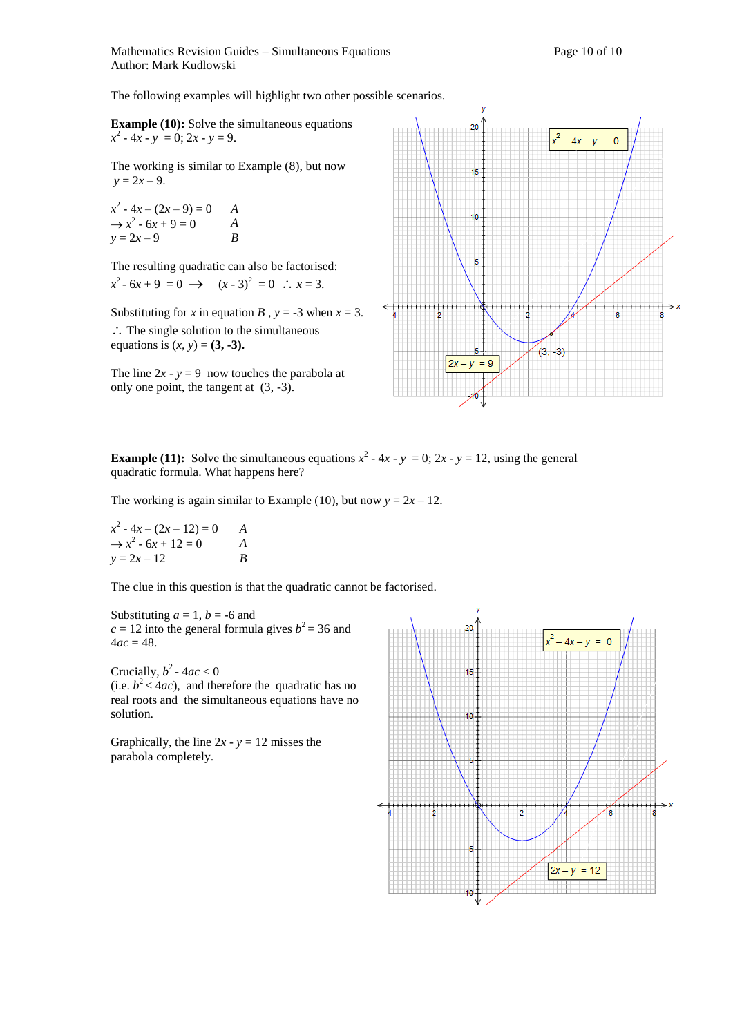The following examples will highlight two other possible scenarios.

**Example (10):** Solve the simultaneous equations $x^2 - 4x - y = 0$; $2x - y = 9$.

The working is similar to Example (8), but now $y = 2x - 9$.

$x^2 - 4x - (2x - 9) = 0$ &nbsp;&nbsp;&nbsp; *A*
$\rightarrow x^2 - 6x + 9 = 0$ &nbsp;&nbsp;&nbsp; *A*
$y = 2x - 9$ &nbsp;&nbsp;&nbsp; *B*

The resulting quadratic can also be factorised:
$x^2 - 6x + 9 = 0 \rightarrow (x - 3)^2 = 0 \therefore x = 3.$

Substituting for $x$ in equation *B* , $y = -3$ when $x = 3$.
$\therefore$ The single solution to the simultaneous equations is $(x, y) =$ **(3, -3).**

The line $2x - y = 9$ now touches the parabola at only one point, the tangent at (3, -3).

y
x
$x^2 - 4x - y = 0$
$2x - y = 9$
(3, -3)
20
15
10
5
-5
-10
-4
-2
2
4
6
8

**Example (11):** Solve the simultaneous equations $x^2 - 4x - y = 0$; $2x - y = 12$, using the general quadratic formula. What happens here?

The working is again similar to Example (10), but now $y = 2x - 12$.

$x^2 - 4x - (2x - 12) = 0$ &nbsp;&nbsp;&nbsp; *A*
$\rightarrow x^2 - 6x + 12 = 0$ &nbsp;&nbsp;&nbsp; *A*
$y = 2x - 12$ &nbsp;&nbsp;&nbsp; *B*

The clue in this question is that the quadratic cannot be factorised.

Substituting $a = 1$, $b = -6$ and $c = 12$ into the general formula gives $b^2 = 36$ and $4ac = 48$.

Crucially, $b^2 - 4ac < 0$
(i.e. $b^2 < 4ac$), and therefore the quadratic has no real roots and the simultaneous equations have no solution.

Graphically, the line $2x - y = 12$ misses the parabola completely.

y
x
$x^2 - 4x - y = 0$
$2x - y = 12$
20
15
10
5
-5
-10
-4
-2
2
4
6
8